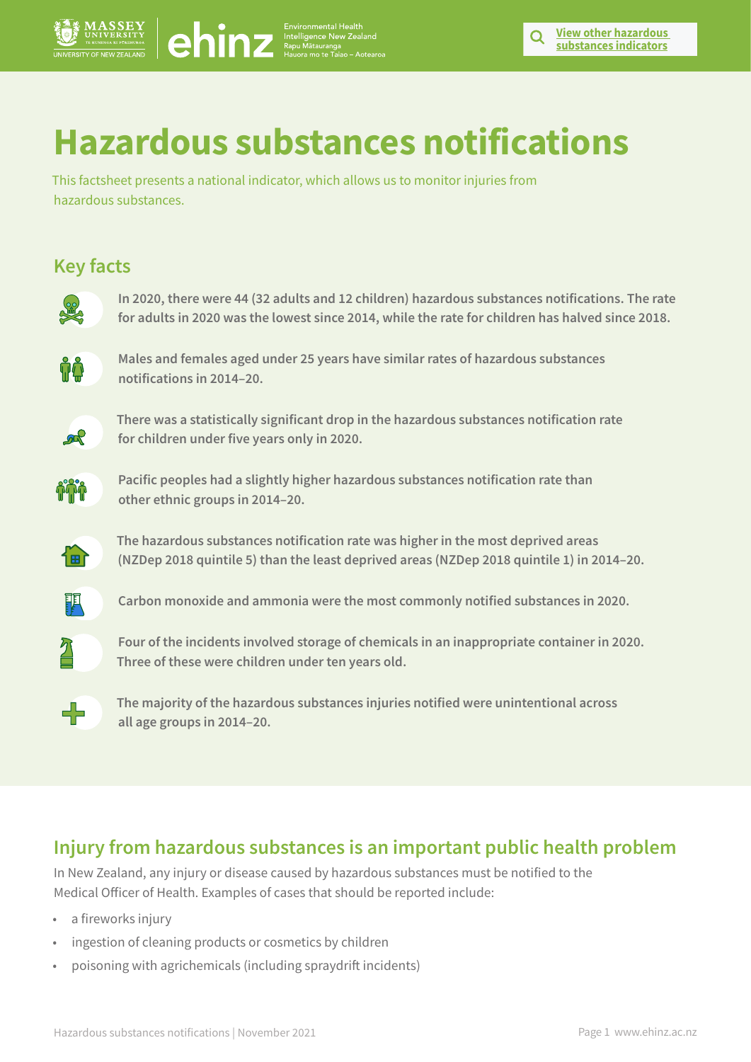# Hazardous substances notifications

This factsheet presents a national indicator, which allows us to monitor injuries from hazardous substances.

## Key facts

**In 2020, there were 44 (32 adults and 12 children) hazardous substances notifications. The rate for adults in 2020 was the lowest since 2014, while the rate for children has halved since 2018.**

**Males and females aged under 25 years have similar rates of hazardous substances notifications in 2014–20.**

**There was a statistically significant drop in the hazardous substances notification rate for children under five years only in 2020.**

**Pacific peoples had a slightly higher hazardous substances notification rate than other ethnic groups in 2014–20.**

**The hazardous substances notification rate was higher in the most deprived areas (NZDep 2018 quintile 5) than the least deprived areas (NZDep 2018 quintile 1) in 2014–20.**

**Carbon monoxide and ammonia were the most commonly notified substances in 2020.**

**Four of the incidents involved storage of chemicals in an inappropriate container in 2020. Three of these were children under ten years old.**

**The majority of the hazardous substances injuries notified were unintentional across all age groups in 2014–20.**

## Injury from hazardous substances is an important public health problem

In New Zealand, any injury or disease caused by hazardous substances must be notified to the Medical Officer of Health. Examples of cases that should be reported include:

- a fireworks injury
- ingestion of cleaning products or cosmetics by children
- poisoning with agrichemicals (including spraydrift incidents)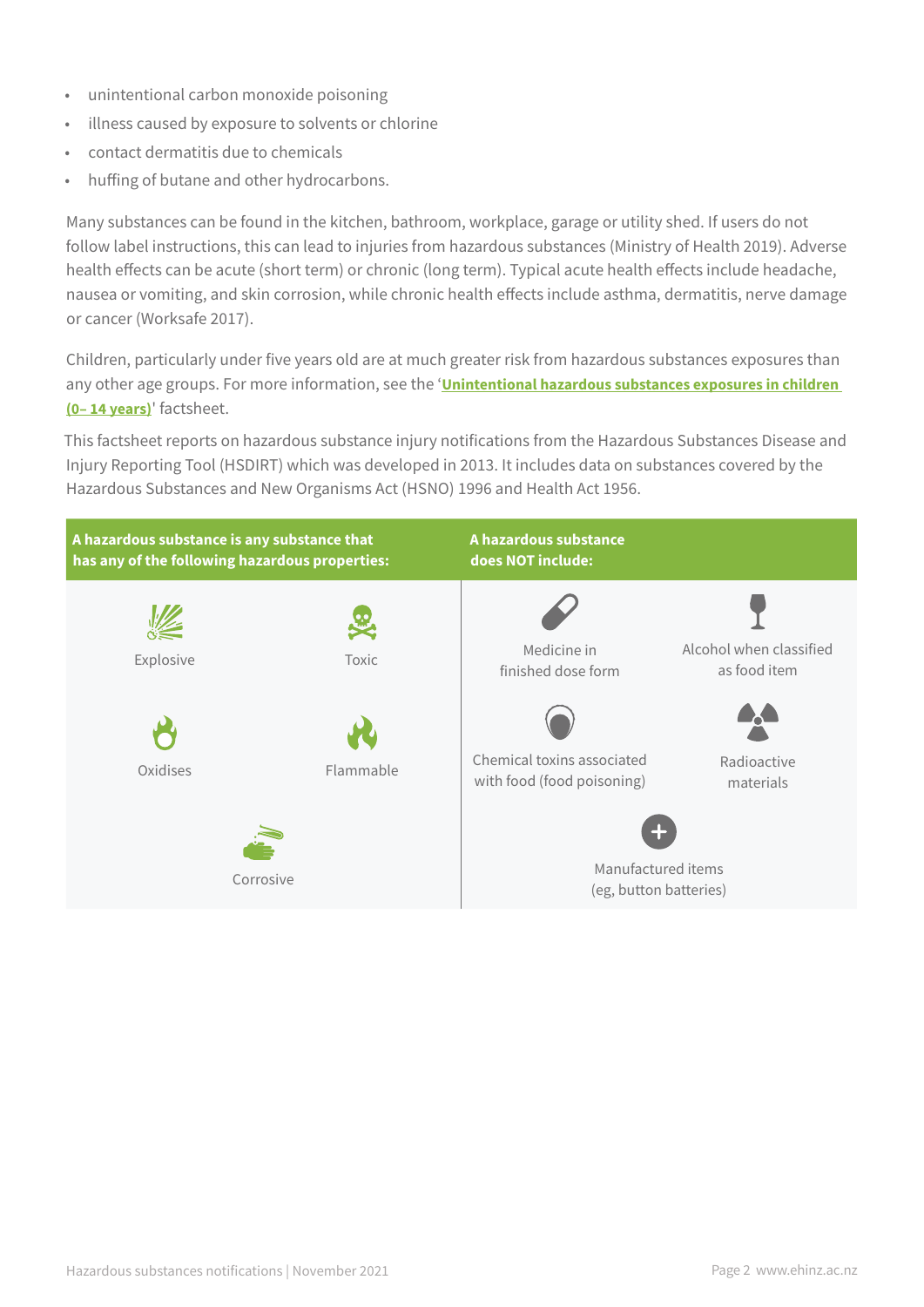- unintentional carbon monoxide poisoning
- illness caused by exposure to solvents or chlorine
- contact dermatitis due to chemicals
- huffing of butane and other hydrocarbons.

Many substances can be found in the kitchen, bathroom, workplace, garage or utility shed. If users do not follow label instructions, this can lead to injuries from hazardous substances (Ministry of Health 2019). Adverse health effects can be acute (short term) or chronic (long term). Typical acute health effects include headache, nausea or vomiting, and skin corrosion, while chronic health effects include asthma, dermatitis, nerve damage or cancer (Worksafe 2017).

Children, particularly under five years old are at much greater risk from hazardous substances exposures than any other age groups. For more information, see the '**Unintentional hazardous substances exposures in children (0– 14 years)**' factsheet.

This factsheet reports on hazardous substance injury notifications from the Hazardous Substances Disease and Injury Reporting Tool (HSDIRT) which was developed in 2013. It includes data on substances covered by the Hazardous Substances and New Organisms Act (HSNO) 1996 and Health Act 1956.

| A hazardous substance is any substance that has any of the following hazardous properties: | A hazardous substance does NOT include: |
| --- | --- |
| Explosive | Medicine in finished dose form |
| Toxic | Alcohol when classified as food item |
| Oxidises | Chemical toxins associated with food (food poisoning) |
| Flammable | Radioactive materials |
| Corrosive | Manufactured items (eg, button batteries) |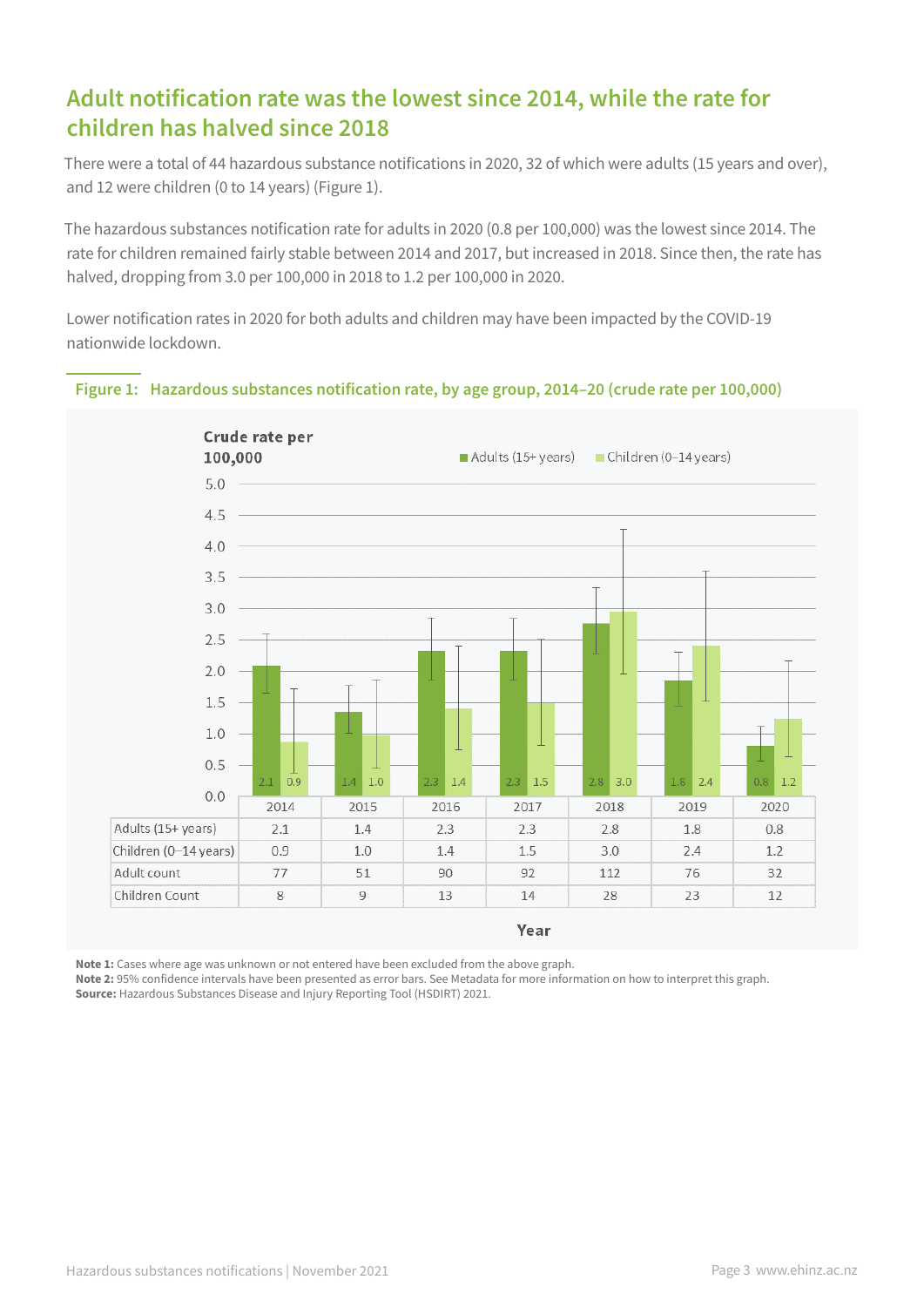## Adult notification rate was the lowest since 2014, while the rate for children has halved since 2018

There were a total of 44 hazardous substance notifications in 2020, 32 of which were adults (15 years and over), and 12 were children (0 to 14 years) (Figure 1).

The hazardous substances notification rate for adults in 2020 (0.8 per 100,000) was the lowest since 2014. The rate for children remained fairly stable between 2014 and 2017, but increased in 2018. Since then, the rate has halved, dropping from 3.0 per 100,000 in 2018 to 1.2 per 100,000 in 2020.

Lower notification rates in 2020 for both adults and children may have been impacted by the COVID-19 nationwide lockdown.

**Figure 1: Hazardous substances notification rate, by age group, 2014–20 (crude rate per 100,000)**

| Year | 2014 | 2015 | 2016 | 2017 | 2018 | 2019 | 2020 |
|---|---|---|---|---|---|---|---|
| Adults (15+ years) | 2.1 | 1.4 | 2.3 | 2.3 | 2.8 | 1.8 | 0.8 |
| Children (0–14 years) | 0.9 | 1.0 | 1.4 | 1.5 | 3.0 | 2.4 | 1.2 |
| Adult count | 77 | 51 | 90 | 92 | 112 | 76 | 32 |
| Children Count | 8 | 9 | 13 | 14 | 28 | 23 | 12 |

**Note 1:** Cases where age was unknown or not entered have been excluded from the above graph.
**Note 2:** 95% confidence intervals have been presented as error bars. See Metadata for more information on how to interpret this graph.
**Source:** Hazardous Substances Disease and Injury Reporting Tool (HSDIRT) 2021.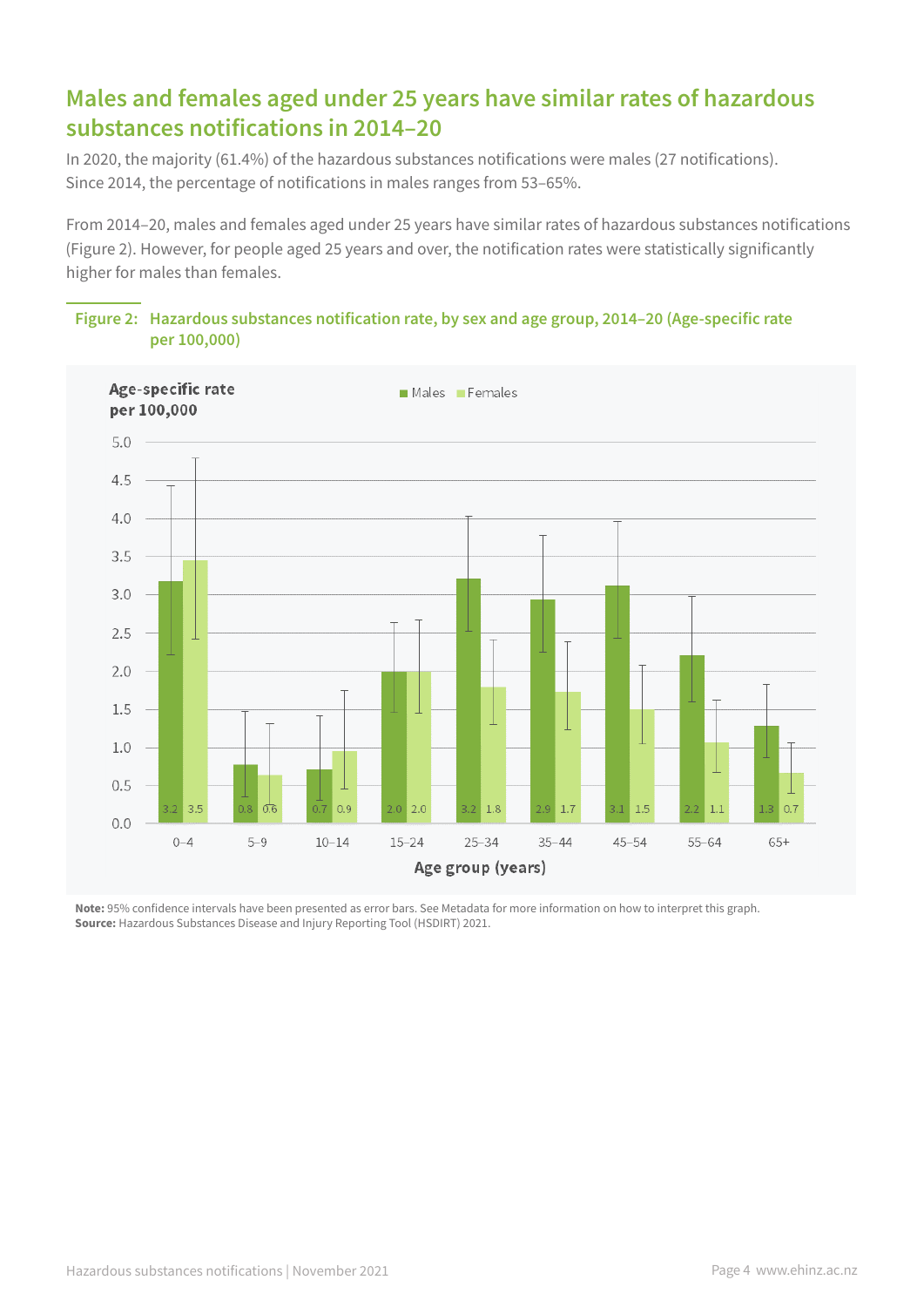## Males and females aged under 25 years have similar rates of hazardous substances notifications in 2014–20

In 2020, the majority (61.4%) of the hazardous substances notifications were males (27 notifications). Since 2014, the percentage of notifications in males ranges from 53–65%.

From 2014–20, males and females aged under 25 years have similar rates of hazardous substances notifications (Figure 2). However, for people aged 25 years and over, the notification rates were statistically significantly higher for males than females.

**Figure 2: Hazardous substances notification rate, by sex and age group, 2014–20 (Age-specific rate per 100,000)**

| Age group (years) | Males | Females |
|---|---|---|
| 0–4 | 3.2 | 3.5 |
| 5–9 | 0.8 | 0.6 |
| 10–14 | 0.7 | 0.9 |
| 15–24 | 2.0 | 2.0 |
| 25–34 | 3.2 | 1.8 |
| 35–44 | 2.9 | 1.7 |
| 45–54 | 3.1 | 1.5 |
| 55–64 | 2.2 | 1.1 |
| 65+ | 1.3 | 0.7 |

**Note:** 95% confidence intervals have been presented as error bars. See Metadata for more information on how to interpret this graph.
**Source:** Hazardous Substances Disease and Injury Reporting Tool (HSDIRT) 2021.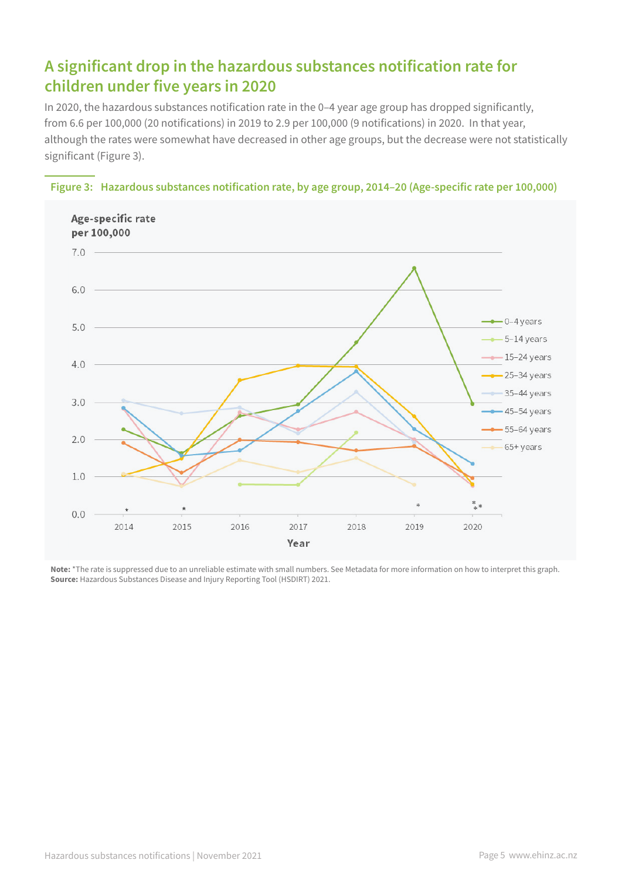## A significant drop in the hazardous substances notification rate for children under five years in 2020

In 2020, the hazardous substances notification rate in the 0–4 year age group has dropped significantly, from 6.6 per 100,000 (20 notifications) in 2019 to 2.9 per 100,000 (9 notifications) in 2020. In that year, although the rates were somewhat have decreased in other age groups, but the decrease were not statistically significant (Figure 3).

**Figure 3: Hazardous substances notification rate, by age group, 2014–20 (Age-specific rate per 100,000)**

**Note:** *The rate is suppressed due to an unreliable estimate with small numbers. See Metadata for more information on how to interpret this graph.
**Source:** Hazardous Substances Disease and Injury Reporting Tool (HSDIRT) 2021.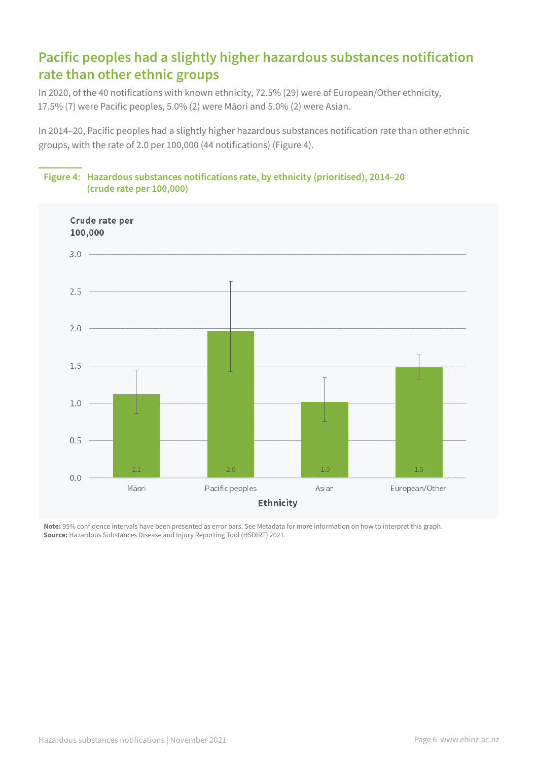## Pacific peoples had a slightly higher hazardous substances notification rate than other ethnic groups

In 2020, of the 40 notifications with known ethnicity, 72.5% (29) were of European/Other ethnicity, 17.5% (7) were Pacific peoples, 5.0% (2) were Māori and 5.0% (2) were Asian.

In 2014–20, Pacific peoples had a slightly higher hazardous substances notification rate than other ethnic groups, with the rate of 2.0 per 100,000 (44 notifications) (Figure 4).

**Figure 4: Hazardous substances notifications rate, by ethnicity (prioritised), 2014–20 (crude rate per 100,000)**

| Ethnicity | Crude rate per 100,000 |
|---|---|
| Māori | 1.1 |
| Pacific peoples | 2.0 |
| Asian | 1.0 |
| European/Other | 1.5 |

**Note:** 95% confidence intervals have been presented as error bars. See Metadata for more information on how to interpret this graph.
**Source:** Hazardous Substances Disease and Injury Reporting Tool (HSDIRT) 2021.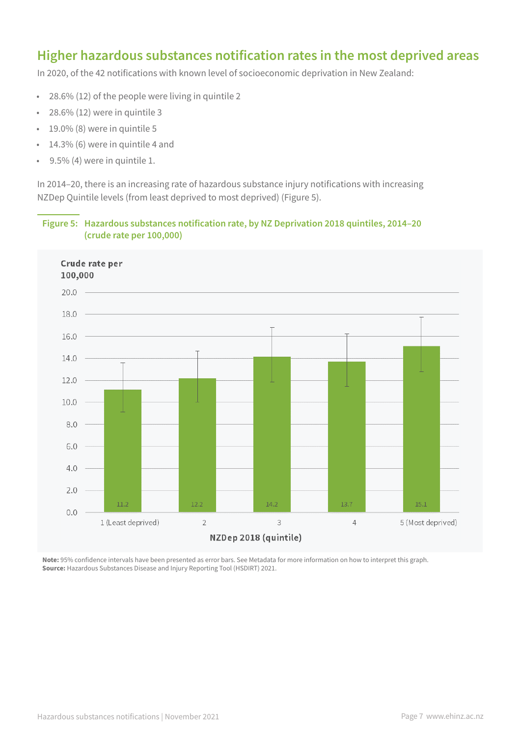## Higher hazardous substances notification rates in the most deprived areas

In 2020, of the 42 notifications with known level of socioeconomic deprivation in New Zealand:

- 28.6% (12) of the people were living in quintile 2
- 28.6% (12) were in quintile 3
- 19.0% (8) were in quintile 5
- 14.3% (6) were in quintile 4 and
- 9.5% (4) were in quintile 1.

In 2014–20, there is an increasing rate of hazardous substance injury notifications with increasing NZDep Quintile levels (from least deprived to most deprived) (Figure 5).

**Figure 5: Hazardous substances notification rate, by NZ Deprivation 2018 quintiles, 2014–20 (crude rate per 100,000)**

| NZDep 2018 (quintile) | Crude rate per 100,000 |
|---|---|
| 1 (Least deprived) | 11.2 |
| 2 | 12.2 |
| 3 | 14.2 |
| 4 | 13.7 |
| 5 (Most deprived) | 15.1 |

**Note:** 95% confidence intervals have been presented as error bars. See Metadata for more information on how to interpret this graph.
**Source:** Hazardous Substances Disease and Injury Reporting Tool (HSDIRT) 2021.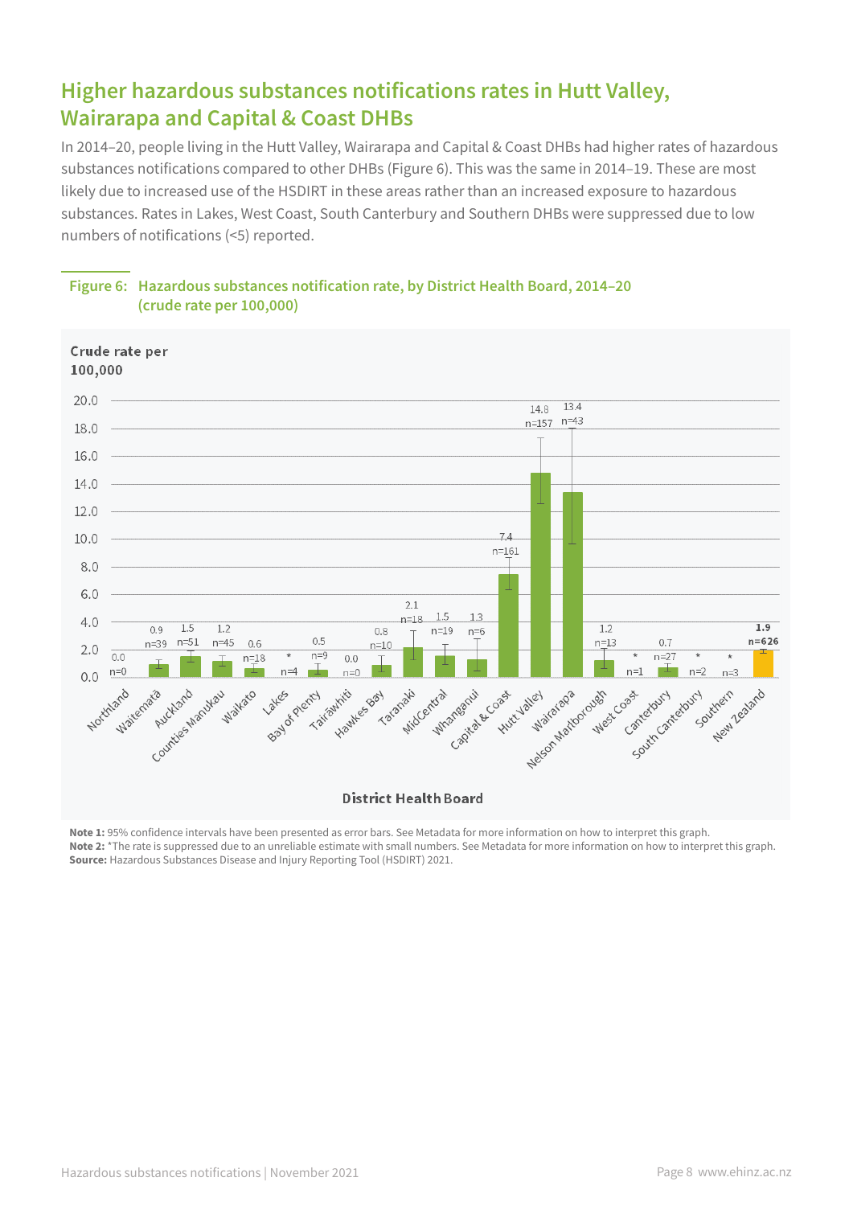## Higher hazardous substances notifications rates in Hutt Valley, Wairarapa and Capital & Coast DHBs

In 2014–20, people living in the Hutt Valley, Wairarapa and Capital & Coast DHBs had higher rates of hazardous substances notifications compared to other DHBs (Figure 6). This was the same in 2014–19. These are most likely due to increased use of the HSDIRT in these areas rather than an increased exposure to hazardous substances. Rates in Lakes, West Coast, South Canterbury and Southern DHBs were suppressed due to low numbers of notifications (<5) reported.

**Figure 6: Hazardous substances notification rate, by District Health Board, 2014–20 (crude rate per 100,000)**

| District Health Board | Crude rate per 100,000 | n |
|---|---|---|
| Northland | 0.0 | n=0 |
| Waitematā | 0.9 | n=39 |
| Auckland | 1.5 | n=51 |
| Counties Manukau | 1.2 | n=45 |
| Waikato | 0.6 | n=18 |
| Lakes | * | n=4 |
| Bay of Plenty | 0.5 | n=9 |
| Tairāwhiti | 0.0 | n=0 |
| Hawkes Bay | 0.8 | n=10 |
| Taranaki | 2.1 | n=18 |
| MidCentral | 1.5 | n=19 |
| Whanganui | 1.3 | n=6 |
| Capital & Coast | 7.4 | n=161 |
| Hutt Valley | 14.8 | n=157 |
| Wairarapa | 13.4 | n=43 |
| Nelson Marlborough | 1.2 | n=13 |
| West Coast | * | n=1 |
| Canterbury | 0.7 | n=27 |
| South Canterbury | * | n=2 |
| Southern | * | n=3 |
| New Zealand | **1.9** | **n=626** |

**Note 1:** 95% confidence intervals have been presented as error bars. See Metadata for more information on how to interpret this graph.
**Note 2:** *The rate is suppressed due to an unreliable estimate with small numbers. See Metadata for more information on how to interpret this graph.
**Source:** Hazardous Substances Disease and Injury Reporting Tool (HSDIRT) 2021.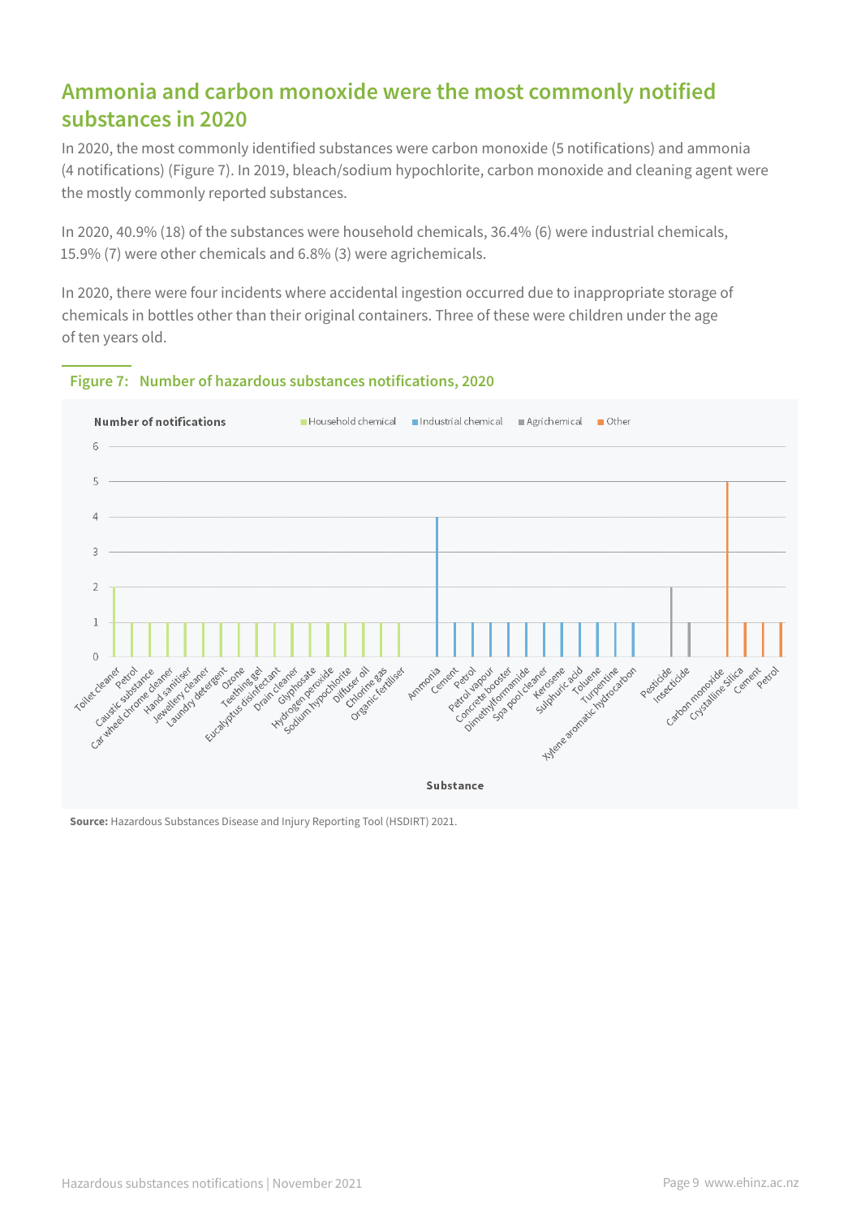## Ammonia and carbon monoxide were the most commonly notified substances in 2020

In 2020, the most commonly identified substances were carbon monoxide (5 notifications) and ammonia (4 notifications) (Figure 7). In 2019, bleach/sodium hypochlorite, carbon monoxide and cleaning agent were the mostly commonly reported substances.

In 2020, 40.9% (18) of the substances were household chemicals, 36.4% (6) were industrial chemicals, 15.9% (7) were other chemicals and 6.8% (3) were agrichemicals.

In 2020, there were four incidents where accidental ingestion occurred due to inappropriate storage of chemicals in bottles other than their original containers. Three of these were children under the age of ten years old.

**Figure 7: Number of hazardous substances notifications, 2020**

| Substance | Category | Number of notifications |
|---|---|---|
| Toilet cleaner | Household chemical | 2 |
| Petrol | Household chemical | 1 |
| Caustic substance | Household chemical | 1 |
| Car wheel Chrome cleaner | Household chemical | 1 |
| Hand sanitiser | Household chemical | 1 |
| Jewellery cleaner | Household chemical | 1 |
| Laundry detergent | Household chemical | 1 |
| Ozone | Household chemical | 1 |
| Teething gel | Household chemical | 1 |
| Eucalyptus disinfectant | Household chemical | 1 |
| Drain cleaner | Household chemical | 1 |
| Glyphosate | Household chemical | 1 |
| Hydrogen peroxide | Household chemical | 1 |
| Sodium hypochlorite | Household chemical | 1 |
| Diffuser oil | Household chemical | 1 |
| Chlorine gas | Household chemical | 1 |
| Organic fertiliser | Household chemical | 1 |
| Ammonia | Industrial chemical | 4 |
| Cement | Industrial chemical | 1 |
| Petrol | Industrial chemical | 1 |
| Petrol vapour | Industrial chemical | 1 |
| Concrete booster | Industrial chemical | 1 |
| Dimethylformamide | Industrial chemical | 1 |
| Spa pool cleaner | Industrial chemical | 1 |
| Kerosene | Industrial chemical | 1 |
| Sulphuric acid | Industrial chemical | 1 |
| Toluene | Industrial chemical | 1 |
| Turpentine | Industrial chemical | 1 |
| Xylene aromatic hydrocarbon | Industrial chemical | 1 |
| Pesticide | Agrichemical | 2 |
| Insecticide | Agrichemical | 1 |
| Carbon monoxide | Other | 5 |
| Crystalline Silica | Other | 1 |
| Cement | Other | 1 |
| Petrol | Other | 1 |

**Source:** Hazardous Substances Disease and Injury Reporting Tool (HSDIRT) 2021.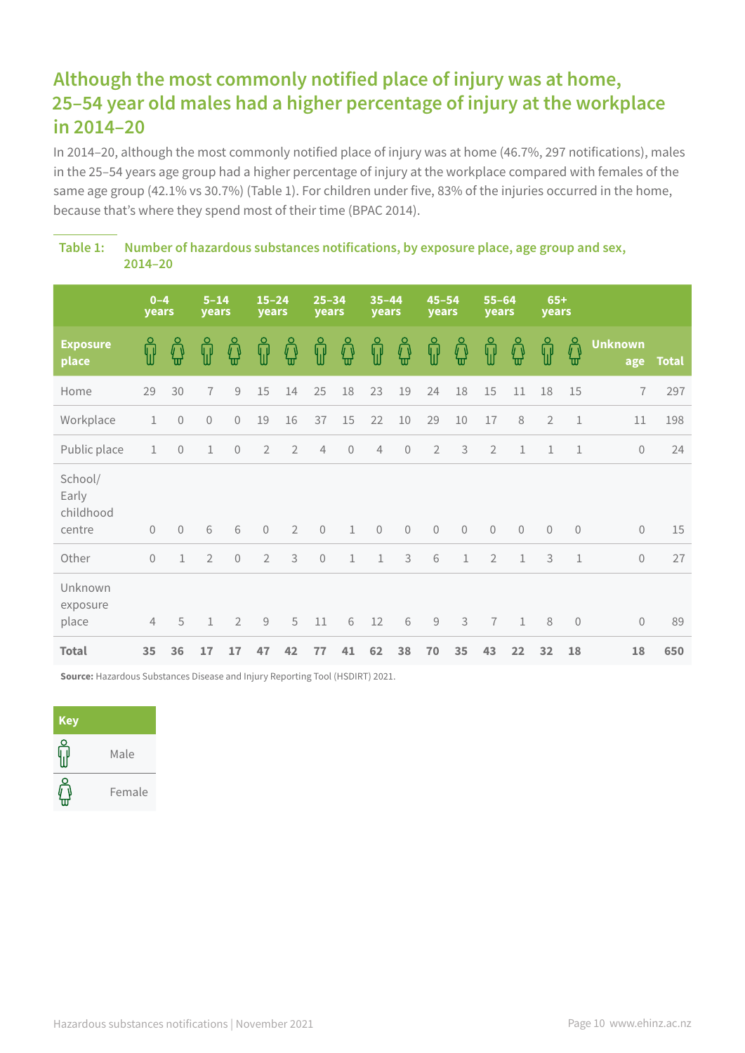## Although the most commonly notified place of injury was at home, 25–54 year old males had a higher percentage of injury at the workplace in 2014–20

In 2014–20, although the most commonly notified place of injury was at home (46.7%, 297 notifications), males in the 25–54 years age group had a higher percentage of injury at the workplace compared with females of the same age group (42.1% vs 30.7%) (Table 1). For children under five, 83% of the injuries occurred in the home, because that's where they spend most of their time (BPAC 2014).

**Table 1: Number of hazardous substances notifications, by exposure place, age group and sex, 2014–20**

| | 0–4 years | | 5–14 years | | 15–24 years | | 25–34 years | | 35–44 years | | 45–54 years | | 55–64 years | | 65+ years | | | |
|---|---|---|---|---|---|---|---|---|---|---|---|---|---|---|---|---|---|---|
| **Exposure place** | Male | Female | Male | Female | Male | Female | Male | Female | Male | Female | Male | Female | Male | Female | Male | Female | **Unknown age** | **Total** |
| Home | 29 | 30 | 7 | 9 | 15 | 14 | 25 | 18 | 23 | 19 | 24 | 18 | 15 | 11 | 18 | 15 | 7 | 297 |
| Workplace | 1 | 0 | 0 | 0 | 19 | 16 | 37 | 15 | 22 | 10 | 29 | 10 | 17 | 8 | 2 | 1 | 11 | 198 |
| Public place | 1 | 0 | 1 | 0 | 2 | 2 | 4 | 0 | 4 | 0 | 2 | 3 | 2 | 1 | 1 | 1 | 0 | 24 |
| School/ Early childhood centre | 0 | 0 | 6 | 6 | 0 | 2 | 0 | 1 | 0 | 0 | 0 | 0 | 0 | 0 | 0 | 0 | 0 | 15 |
| Other | 0 | 1 | 2 | 0 | 2 | 3 | 0 | 1 | 1 | 3 | 6 | 1 | 2 | 1 | 3 | 1 | 0 | 27 |
| Unknown exposure place | 4 | 5 | 1 | 2 | 9 | 5 | 11 | 6 | 12 | 6 | 9 | 3 | 7 | 1 | 8 | 0 | 0 | 89 |
| **Total** | **35** | **36** | **17** | **17** | **47** | **42** | **77** | **41** | **62** | **38** | **70** | **35** | **43** | **22** | **32** | **18** | **18** | **650** |

**Source:** Hazardous Substances Disease and Injury Reporting Tool (HSDIRT) 2021.

| Key | |
|---|---|
| (male icon) | Male |
| (female icon) | Female |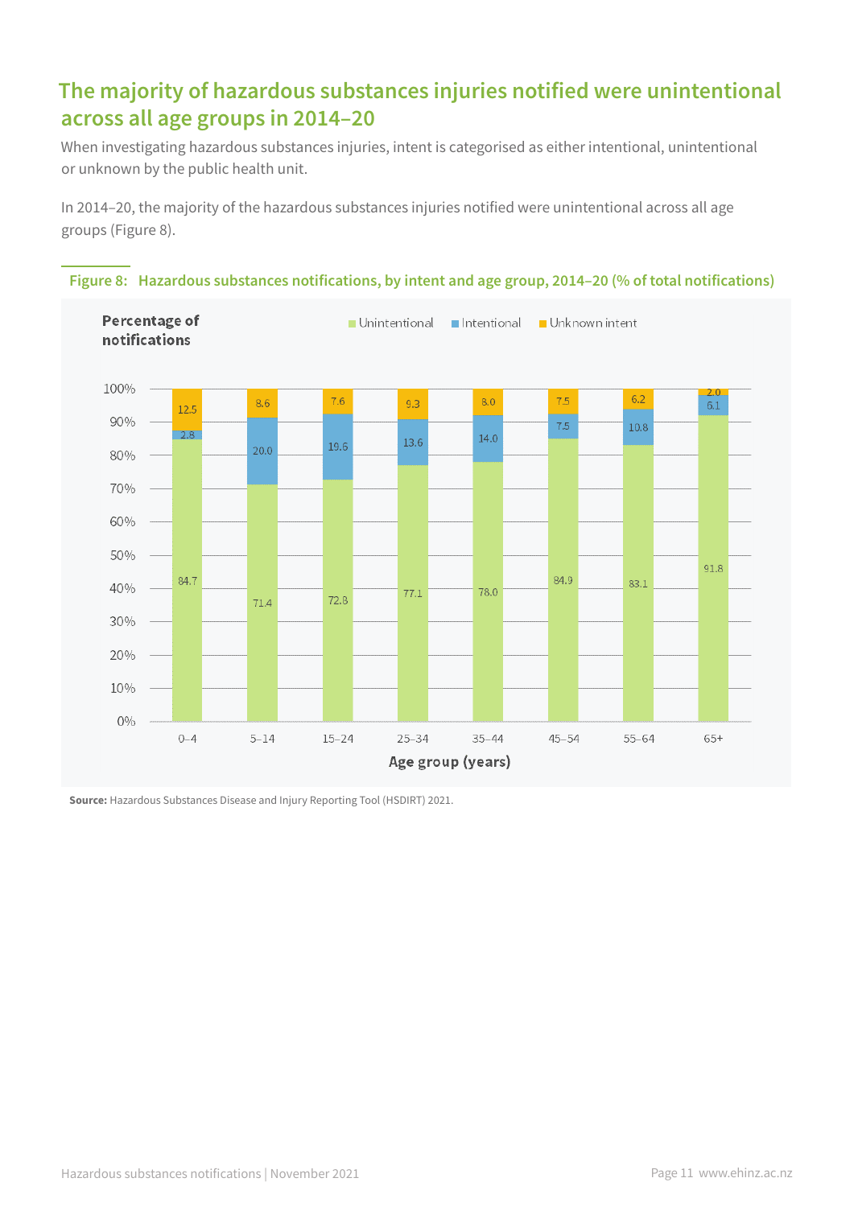## The majority of hazardous substances injuries notified were unintentional across all age groups in 2014–20

When investigating hazardous substances injuries, intent is categorised as either intentional, unintentional or unknown by the public health unit.

In 2014–20, the majority of the hazardous substances injuries notified were unintentional across all age groups (Figure 8).

**Figure 8: Hazardous substances notifications, by intent and age group, 2014–20 (% of total notifications)**

| Age group (years) | Unintentional | Intentional | Unknown intent |
|---|---|---|---|
| 0–4 | 84.7 | 2.8 | 12.5 |
| 5–14 | 71.4 | 20.0 | 8.6 |
| 15–24 | 72.8 | 19.6 | 7.6 |
| 25–34 | 77.1 | 13.6 | 9.3 |
| 35–44 | 78.0 | 14.0 | 8.0 |
| 45–54 | 84.9 | 7.5 | 7.5 |
| 55–64 | 83.1 | 10.8 | 6.2 |
| 65+ | 91.8 | 6.1 | 2.0 |

**Source:** Hazardous Substances Disease and Injury Reporting Tool (HSDIRT) 2021.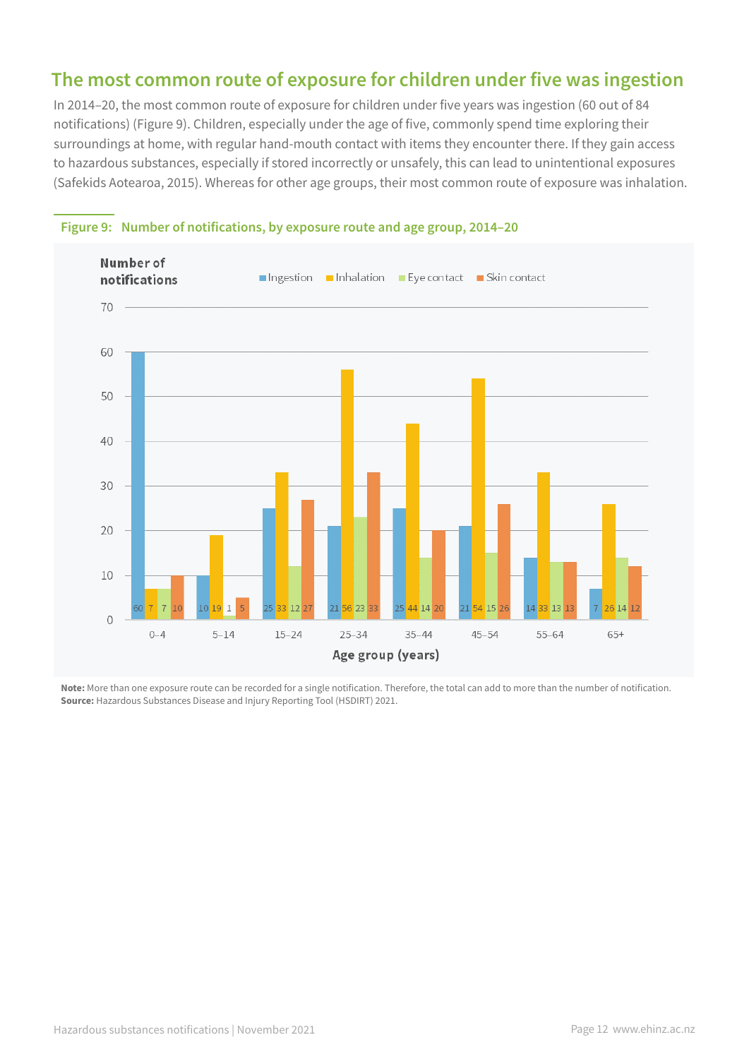## The most common route of exposure for children under five was ingestion

In 2014–20, the most common route of exposure for children under five years was ingestion (60 out of 84 notifications) (Figure 9). Children, especially under the age of five, commonly spend time exploring their surroundings at home, with regular hand-mouth contact with items they encounter there. If they gain access to hazardous substances, especially if stored incorrectly or unsafely, this can lead to unintentional exposures (Safekids Aotearoa, 2015). Whereas for other age groups, their most common route of exposure was inhalation.

**Figure 9: Number of notifications, by exposure route and age group, 2014–20**

| Age group (years) | Ingestion | Inhalation | Eye contact | Skin contact |
|---|---|---|---|---|
| 0–4 | 60 | 7 | 7 | 10 |
| 5–14 | 10 | 19 | 1 | 5 |
| 15–24 | 25 | 33 | 12 | 27 |
| 25–34 | 21 | 56 | 23 | 33 |
| 35–44 | 25 | 44 | 14 | 20 |
| 45–54 | 21 | 54 | 15 | 26 |
| 55–64 | 14 | 33 | 13 | 13 |
| 65+ | 7 | 26 | 14 | 12 |

**Note:** More than one exposure route can be recorded for a single notification. Therefore, the total can add to more than the number of notification.
**Source:** Hazardous Substances Disease and Injury Reporting Tool (HSDIRT) 2021.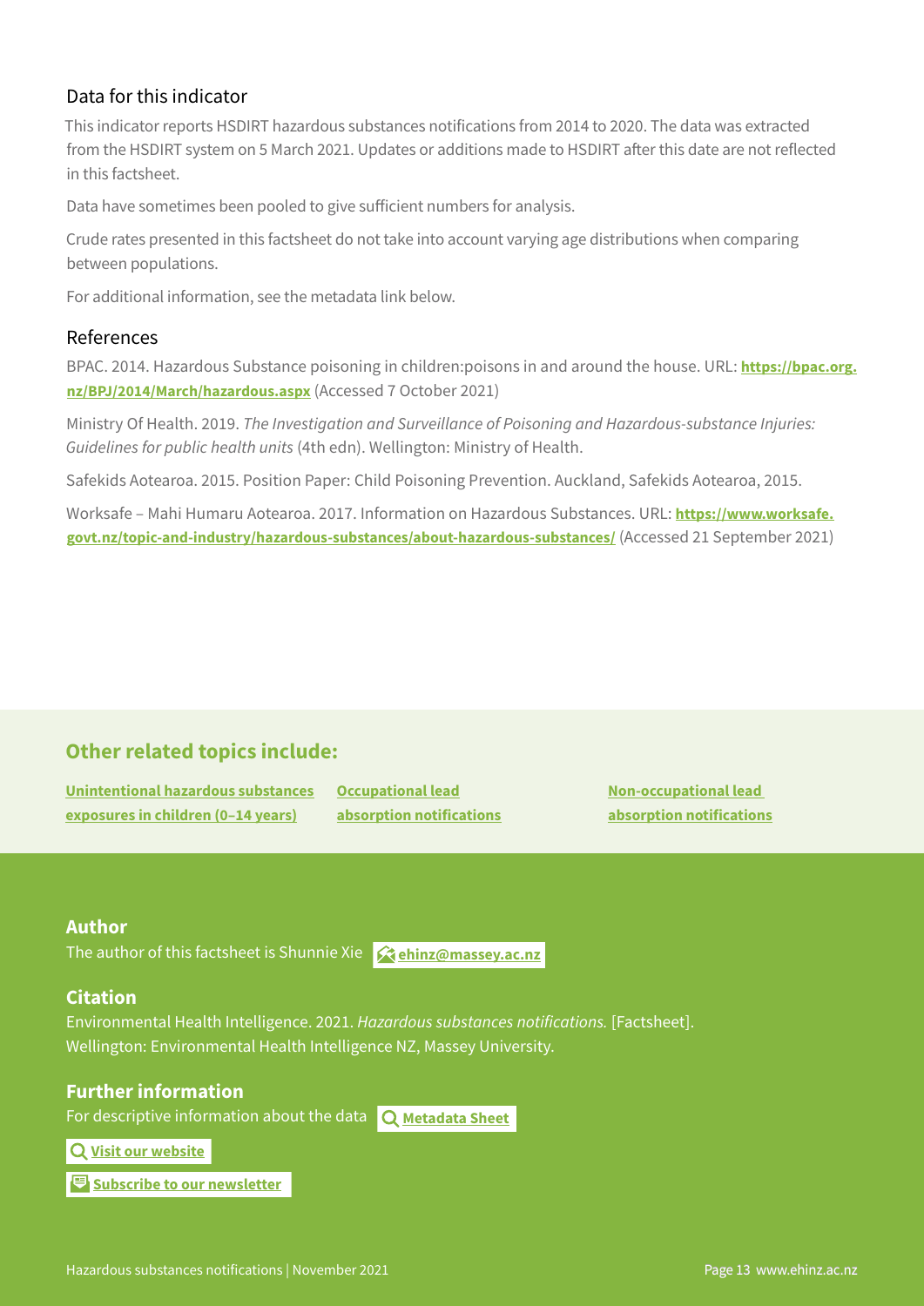## Data for this indicator

This indicator reports HSDIRT hazardous substances notifications from 2014 to 2020. The data was extracted from the HSDIRT system on 5 March 2021. Updates or additions made to HSDIRT after this date are not reflected in this factsheet.

Data have sometimes been pooled to give sufficient numbers for analysis.

Crude rates presented in this factsheet do not take into account varying age distributions when comparing between populations.

For additional information, see the metadata link below.

## References

BPAC. 2014. Hazardous Substance poisoning in children:poisons in and around the house. URL: **https://bpac.org.nz/BPJ/2014/March/hazardous.aspx** (Accessed 7 October 2021)

Ministry Of Health. 2019. *The Investigation and Surveillance of Poisoning and Hazardous-substance Injuries: Guidelines for public health units* (4th edn). Wellington: Ministry of Health.

Safekids Aotearoa. 2015. Position Paper: Child Poisoning Prevention. Auckland, Safekids Aotearoa, 2015.

Worksafe – Mahi Humaru Aotearoa. 2017. Information on Hazardous Substances. URL: **https://www.worksafe.govt.nz/topic-and-industry/hazardous-substances/about-hazardous-substances/** (Accessed 21 September 2021)

## Other related topics include:

**Unintentional hazardous substances exposures in children (0–14 years)**

**Occupational lead absorption notifications**

**Non-occupational lead absorption notifications**

### Author

The author of this factsheet is Shunnie Xie **ehinz@massey.ac.nz**

### Citation

Environmental Health Intelligence. 2021. *Hazardous substances notifications.* [Factsheet]. Wellington: Environmental Health Intelligence NZ, Massey University.

### Further information

For descriptive information about the data **Metadata Sheet**

**Visit our website**

**Subscribe to our newsletter**